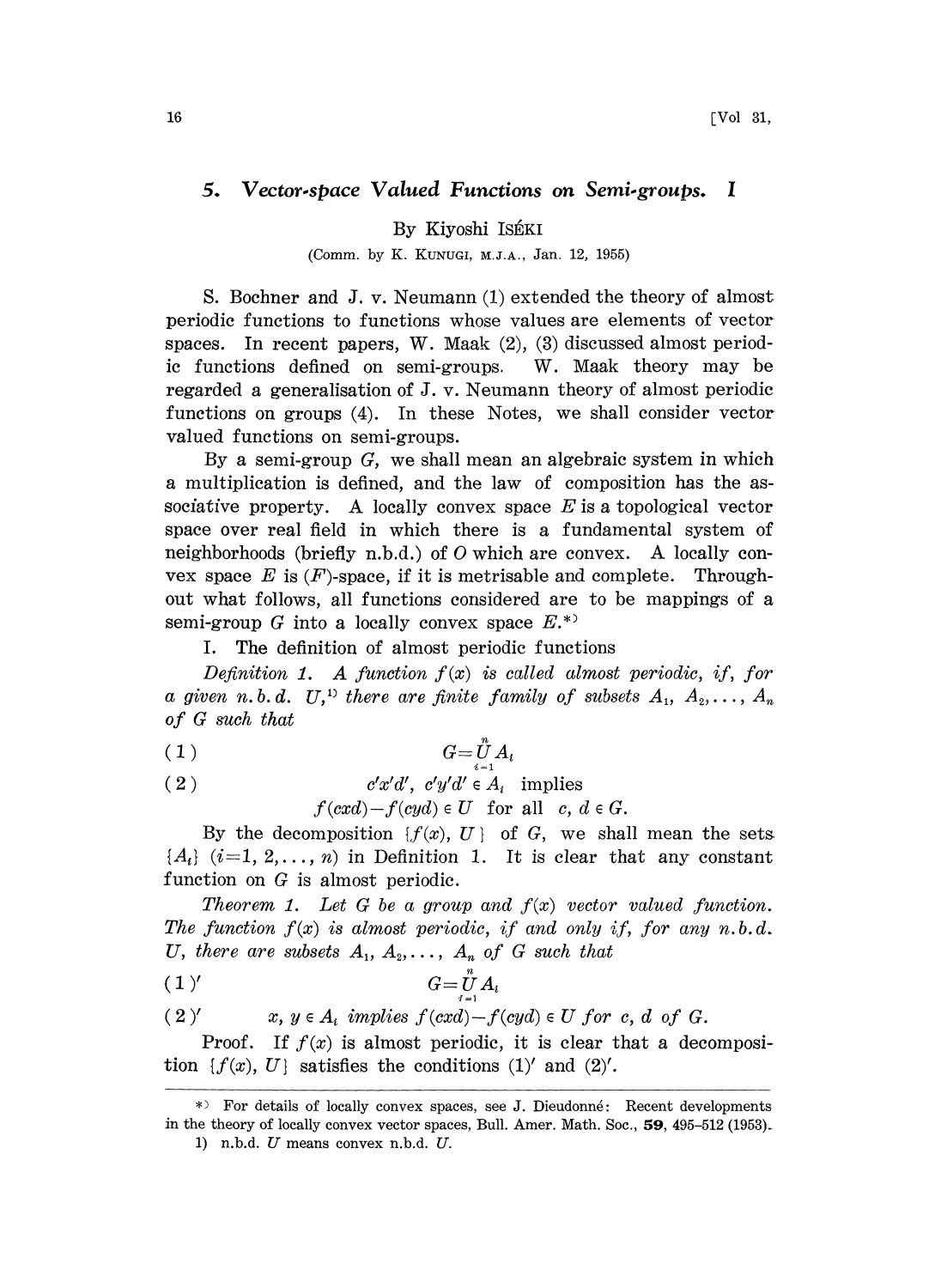# 5. *Vector-space Valued Functions on Semi-groups. I*

By Kiyoshi ISÉKI

(Comm. by K. KUNUGI, M.J.A., Jan. 12, 1955)

S. Bochner and J. v. Neumann (1) extended the theory of almost periodic functions to functions whose values are elements of vector spaces. In recent papers, W. Maak (2), (3) discussed almost periodic functions defined on semi-groups. W. Maak theory may be regarded a generalisation of J. v. Neumann theory of almost periodic functions on groups (4). In these Notes, we shall consider vector valued functions on semi-groups.

By a semi-group $G$, we shall mean an algebraic system in which a multiplication is defined, and the law of composition has the associative property. A locally convex space $E$ is a topological vector space over real field in which there is a fundamental system of neighborhoods (briefly n.b.d.) of $O$ which are convex. A locally convex space $E$ is $(F)$-space, if it is metrisable and complete. Throughout what follows, all functions considered are to be mappings of a semi-group $G$ into a locally convex space $E$.*)

I. The definition of almost periodic functions

*Definition 1. A function $f(x)$ is called almost periodic, if, for a given n.b.d. $U$,*[1] *there are finite family of subsets $A_1, A_2, \dots, A_n$ of $G$ such that*

$$(1) \qquad G=\bigcup_{i=1}^{n} A_i$$

$$(2) \qquad c'x'd',\ c'y'd' \in A_i \text{ implies}$$
$$f(cxd)-f(cyd) \in U \text{ for all } c, d \in G.$$

By the decomposition $\{f(x), U\}$ of $G$, we shall mean the sets $\{A_i\}$ $(i=1, 2, \dots, n)$ in Definition 1. It is clear that any constant function on $G$ is almost periodic.

*Theorem 1. Let $G$ be a group and $f(x)$ vector valued function. The function $f(x)$ is almost periodic, if and only if, for any n.b.d. $U$, there are subsets $A_1, A_2, \dots, A_n$ of $G$ such that*

$$(1)' \qquad G=\bigcup_{i=1}^{n} A_i$$

$(2)'$ $\qquad$ *$x, y \in A_i$ implies $f(cxd)-f(cyd) \in U$ for $c, d$ of $G$.*

Proof. If $f(x)$ is almost periodic, it is clear that a decomposition $\{f(x), U\}$ satisfies the conditions $(1)'$ and $(2)'$.

---

*) For details of locally convex spaces, see J. Dieudonné: Recent developments in the theory of locally convex vector spaces, Bull. Amer. Math. Soc., **59**, 495–512 (1953).

1) n.b.d. $U$ means convex n.b.d. $U$.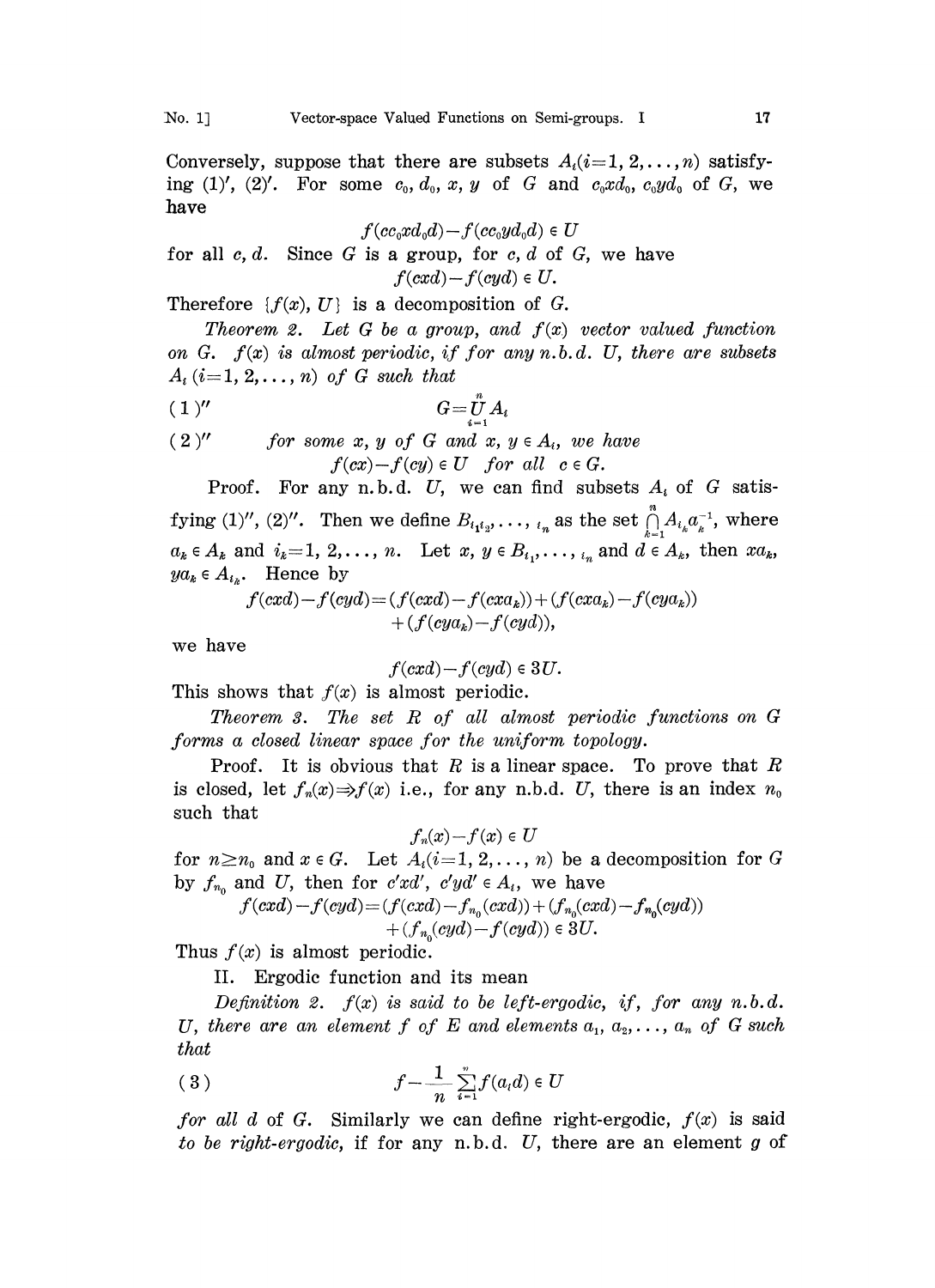Conversely, suppose that there are subsets $A_i (i=1, 2, \ldots, n)$ satisfying (1)′, (2)′. For some $c_0, d_0, x, y$ of $G$ and $c_0xd_0$, $c_0yd_0$ of $G$, we have

$$f(cc_0xd_0d) - f(cc_0yd_0d) \in U$$

for all $c, d$. Since $G$ is a group, for $c, d$ of $G$, we have

$$f(cxd) - f(cyd) \in U.$$

Therefore $\{f(x), U\}$ is a decomposition of $G$.

*Theorem 2. Let $G$ be a group, and $f(x)$ vector valued function on $G$. $f(x)$ is almost periodic, if for any n.b.d. $U$, there are subsets $A_i$ $(i=1, 2, \ldots, n)$ of $G$ such that*

(1)″
$$G = \bigcup_{i=1}^{n} A_i$$

(2)″ *for some $x, y$ of $G$ and $x, y \in A_i$, we have*
$$f(cx) - f(cy) \in U \quad \textit{for all} \quad c \in G.$$

Proof. For any n.b.d. $U$, we can find subsets $A_i$ of $G$ satisfying (1)″, (2)″. Then we define $B_{i_1 i_2, \ldots, i_n}$ as the set $\bigcap_{k=1}^{n} A_{i_k} a_k^{-1}$, where $a_k \in A_k$ and $i_k = 1, 2, \ldots, n$. Let $x, y \in B_{i_1, \ldots, i_n}$ and $d \in A_k$, then $xa_k$, $ya_k \in A_{i_k}$. Hence by

$$f(cxd) - f(cyd) = (f(cxd) - f(cxa_k)) + (f(cxa_k) - f(cya_k)) + (f(cya_k) - f(cyd)),$$

we have

$$f(cxd) - f(cyd) \in 3U.$$

This shows that $f(x)$ is almost periodic.

*Theorem 3. The set $R$ of all almost periodic functions on $G$ forms a closed linear space for the uniform topology.*

Proof. It is obvious that $R$ is a linear space. To prove that $R$ is closed, let $f_n(x) \Rightarrow f(x)$ i.e., for any n.b.d. $U$, there is an index $n_0$ such that

$$f_n(x) - f(x) \in U$$

for $n \geq n_0$ and $x \in G$. Let $A_i (i=1, 2, \ldots, n)$ be a decomposition for $G$ by $f_{n_0}$ and $U$, then for $c'xd'$, $c'yd' \in A_i$, we have

$$f(cxd) - f(cyd) = (f(cxd) - f_{n_0}(cxd)) + (f_{n_0}(cxd) - f_{n_0}(cyd)) + (f_{n_0}(cyd) - f(cyd)) \in 3U.$$

Thus $f(x)$ is almost periodic.

## II. Ergodic function and its mean

*Definition 2. $f(x)$ is said to be left-ergodic, if, for any n.b.d. $U$, there are an element $f$ of $E$ and elements $a_1, a_2, \ldots, a_n$ of $G$ such that*

(3)
$$f - \frac{1}{n} \sum_{i=1}^{n} f(a_i d) \in U$$

*for all $d$ of $G$. Similarly we can define right-ergodic, $f(x)$ is said to be right-ergodic, if for any n.b.d. $U$, there are an element $g$ of*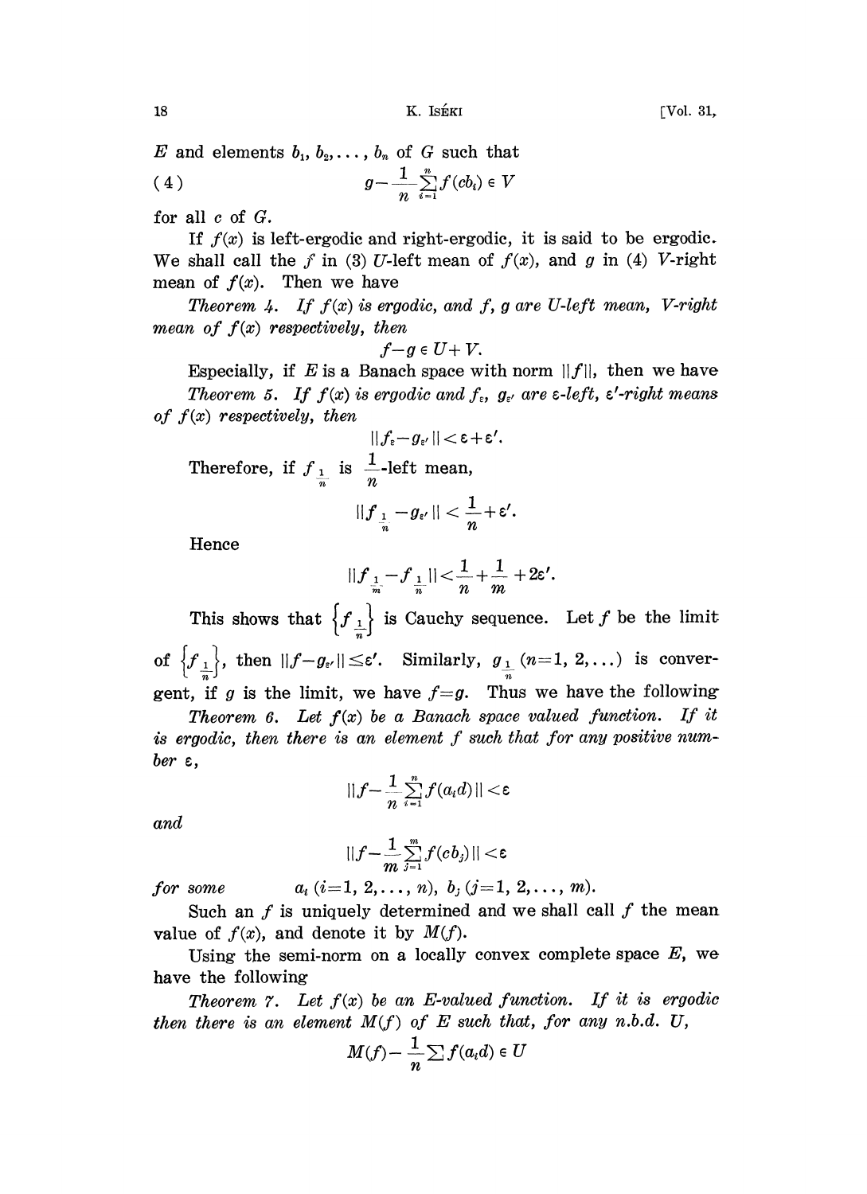$E$ and elements $b_1, b_2, \dots, b_n$ of $G$ such that

$$g - \frac{1}{n}\sum_{i=1}^{n} f(cb_i) \in V \tag{4}$$

for all $c$ of $G$.

If $f(x)$ is left-ergodic and right-ergodic, it is said to be ergodic. We shall call the $f$ in (3) $U$-left mean of $f(x)$, and $g$ in (4) $V$-right mean of $f(x)$. Then we have

*Theorem 4. If $f(x)$ is ergodic, and $f$, $g$ are $U$-left mean, $V$-right mean of $f(x)$ respectively, then*

$$f - g \in U + V.$$

Especially, if $E$ is a Banach space with norm $\|f\|$, then we have

*Theorem 5. If $f(x)$ is ergodic and $f_\varepsilon$, $g_{\varepsilon'}$ are $\varepsilon$-left, $\varepsilon'$-right means of $f(x)$ respectively, then*

$$\|f_\varepsilon - g_{\varepsilon'}\| < \varepsilon + \varepsilon'.$$

Therefore, if $f_{\frac{1}{n}}$ is $\frac{1}{n}$-left mean,

$$\|f_{\frac{1}{n}} - g_{\varepsilon'}\| < \frac{1}{n} + \varepsilon'.$$

Hence

$$\|f_{\frac{1}{m}} - f_{\frac{1}{n}}\| < \frac{1}{n} + \frac{1}{m} + 2\varepsilon'.$$

This shows that $\left\{f_{\frac{1}{n}}\right\}$ is Cauchy sequence. Let $f$ be the limit of $\left\{f_{\frac{1}{n}}\right\}$, then $\|f - g_{\varepsilon'}\| \le \varepsilon'$. Similarly, $g_{\frac{1}{n}}$ $(n=1, 2, \dots)$ is convergent, if $g$ is the limit, we have $f = g$. Thus we have the following

*Theorem 6. Let $f(x)$ be a Banach space valued function. If it is ergodic, then there is an element $f$ such that for any positive number $\varepsilon$,*

$$\|f - \frac{1}{n}\sum_{i=1}^{n} f(a_i d)\| < \varepsilon$$

*and*

$$\|f - \frac{1}{m}\sum_{j=1}^{m} f(cb_j)\| < \varepsilon$$

*for some* $a_i$ $(i=1, 2, \dots, n)$, $b_j$ $(j=1, 2, \dots, m)$.

Such an $f$ is uniquely determined and we shall call $f$ the mean value of $f(x)$, and denote it by $M(f)$.

Using the semi-norm on a locally convex complete space $E$, we have the following

*Theorem 7. Let $f(x)$ be an $E$-valued function. If it is ergodic then there is an element $M(f)$ of $E$ such that, for any n.b.d. $U$,*

$$M(f) - \frac{1}{n}\sum f(a_i d) \in U$$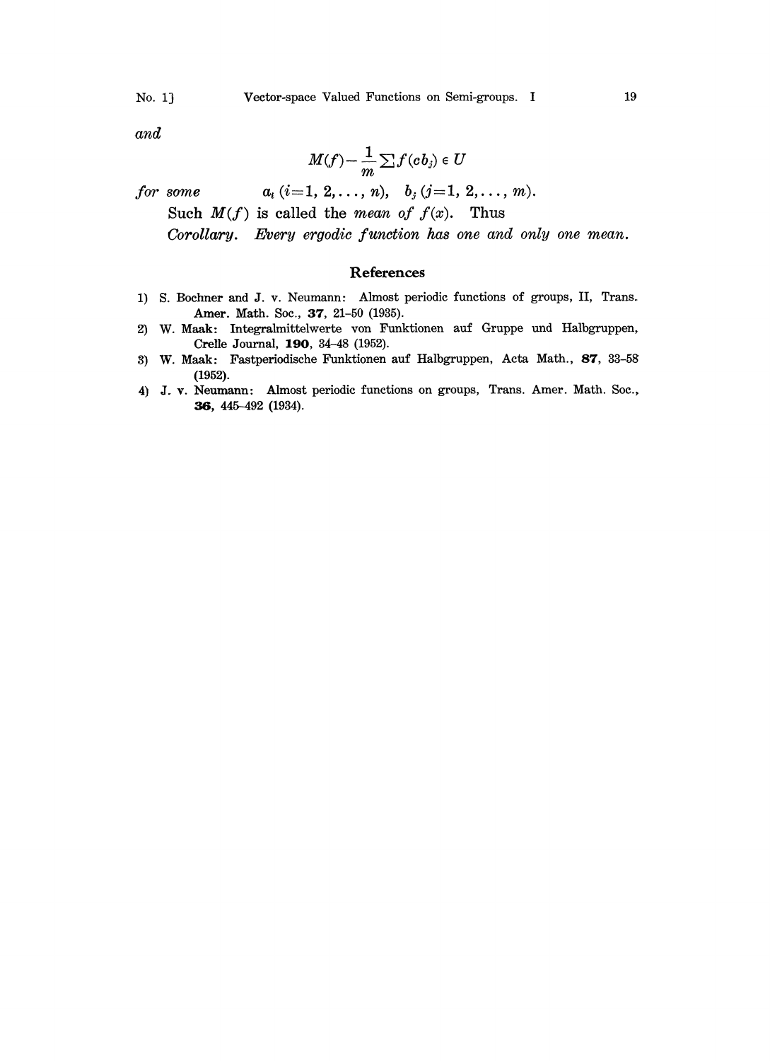*and*

$$M(f) - \frac{1}{m} \sum f(cb_j) \in U$$

*for some* $a_i \ (i=1, 2, \ldots, n), \quad b_j \ (j=1, 2, \ldots, m).$

Such $M(f)$ is called the *mean of* $f(x)$. Thus

*Corollary. Every ergodic function has one and only one mean.*

## References

1) S. Bochner and J. v. Neumann: Almost periodic functions of groups, II, Trans. Amer. Math. Soc., **37**, 21–50 (1935).
2) W. Maak: Integralmittelwerte von Funktionen auf Gruppe und Halbgruppen, Crelle Journal, **190**, 34–48 (1952).
3) W. Maak: Fastperiodische Funktionen auf Halbgruppen, Acta Math., **87**, 33–58 (1952).
4) J. v. Neumann: Almost periodic functions on groups, Trans. Amer. Math. Soc., **36**, 445–492 (1934).